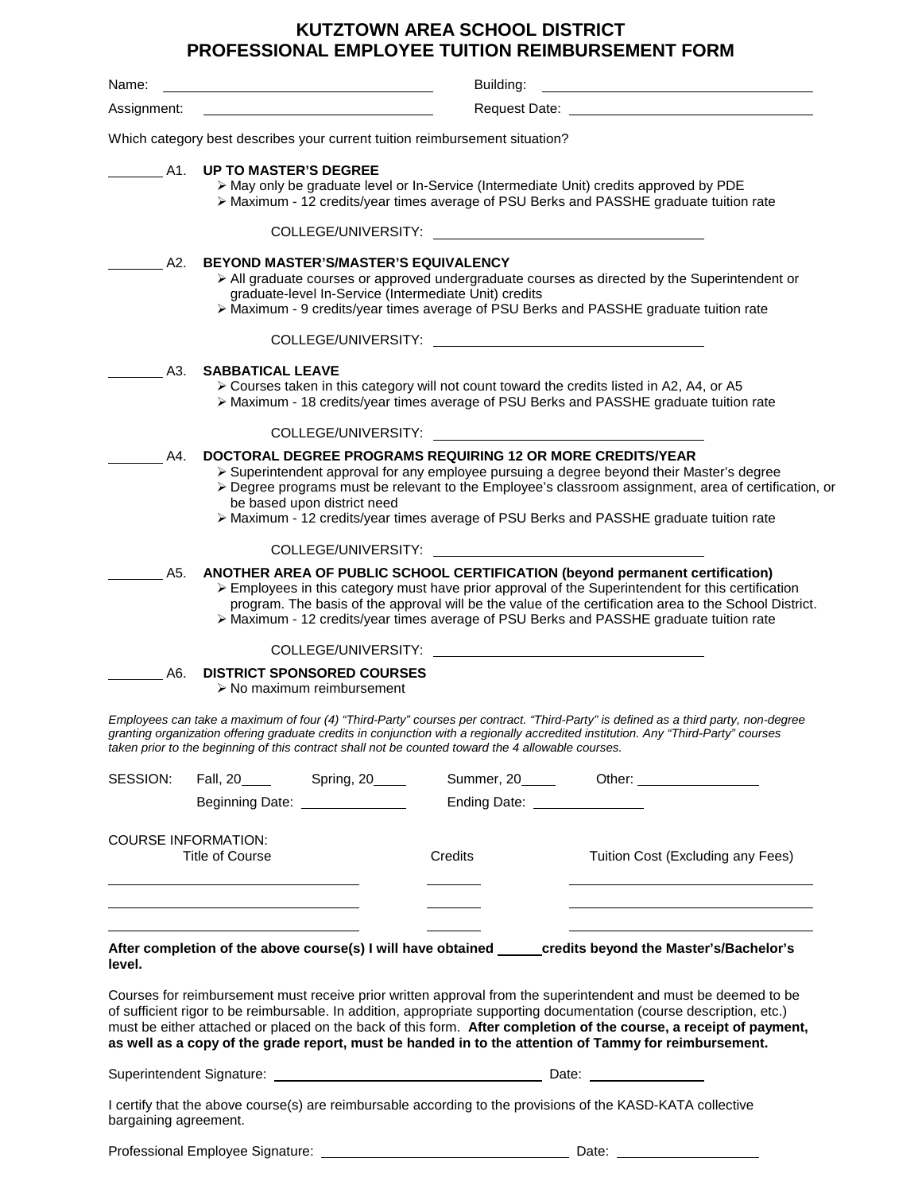# KUTZTOWN AREA SCHOOL DISTRICT
# PROFESSIONAL EMPLOYEE TUITION REIMBURSEMENT FORM

Name: ______________________________ Building: ______________________________

Assignment: ______________________________ Request Date: ______________________________

Which category best describes your current tuition reimbursement situation?

_______ A1. **UP TO MASTER'S DEGREE**
- May only be graduate level or In-Service (Intermediate Unit) credits approved by PDE
- Maximum - 12 credits/year times average of PSU Berks and PASSHE graduate tuition rate

COLLEGE/UNIVERSITY: ______________________________

_______ A2. **BEYOND MASTER'S/MASTER'S EQUIVALENCY**
- All graduate courses or approved undergraduate courses as directed by the Superintendent or graduate-level In-Service (Intermediate Unit) credits
- Maximum - 9 credits/year times average of PSU Berks and PASSHE graduate tuition rate

COLLEGE/UNIVERSITY: ______________________________

_______ A3. **SABBATICAL LEAVE**
- Courses taken in this category will not count toward the credits listed in A2, A4, or A5
- Maximum - 18 credits/year times average of PSU Berks and PASSHE graduate tuition rate

COLLEGE/UNIVERSITY: ______________________________

_______ A4. **DOCTORAL DEGREE PROGRAMS REQUIRING 12 OR MORE CREDITS/YEAR**
- Superintendent approval for any employee pursuing a degree beyond their Master's degree
- Degree programs must be relevant to the Employee's classroom assignment, area of certification, or be based upon district need
- Maximum - 12 credits/year times average of PSU Berks and PASSHE graduate tuition rate

COLLEGE/UNIVERSITY: ______________________________

_______ A5. **ANOTHER AREA OF PUBLIC SCHOOL CERTIFICATION (beyond permanent certification)**
- Employees in this category must have prior approval of the Superintendent for this certification program. The basis of the approval will be the value of the certification area to the School District.
- Maximum - 12 credits/year times average of PSU Berks and PASSHE graduate tuition rate

COLLEGE/UNIVERSITY: ______________________________

_______ A6. **DISTRICT SPONSORED COURSES**
- No maximum reimbursement

*Employees can take a maximum of four (4) "Third-Party" courses per contract. "Third-Party" is defined as a third party, non-degree granting organization offering graduate credits in conjunction with a regionally accredited institution. Any "Third-Party" courses taken prior to the beginning of this contract shall not be counted toward the 4 allowable courses.*

SESSION: Fall, 20____ Spring, 20____ Summer, 20____ Other: ______________

Beginning Date: ____________ Ending Date: ____________

COURSE INFORMATION:

| Title of Course | Credits | Tuition Cost (Excluding any Fees) |
|---|---|---|
| | | |
| | | |
| | | |

**After completion of the above course(s) I will have obtained _____ credits beyond the Master's/Bachelor's level.**

Courses for reimbursement must receive prior written approval from the superintendent and must be deemed to be of sufficient rigor to be reimbursable. In addition, appropriate supporting documentation (course description, etc.) must be either attached or placed on the back of this form. **After completion of the course, a receipt of payment, as well as a copy of the grade report, must be handed in to the attention of Tammy for reimbursement.**

Superintendent Signature: ______________________________ Date: ____________

I certify that the above course(s) are reimbursable according to the provisions of the KASD-KATA collective bargaining agreement.

Professional Employee Signature: ______________________________ Date: ____________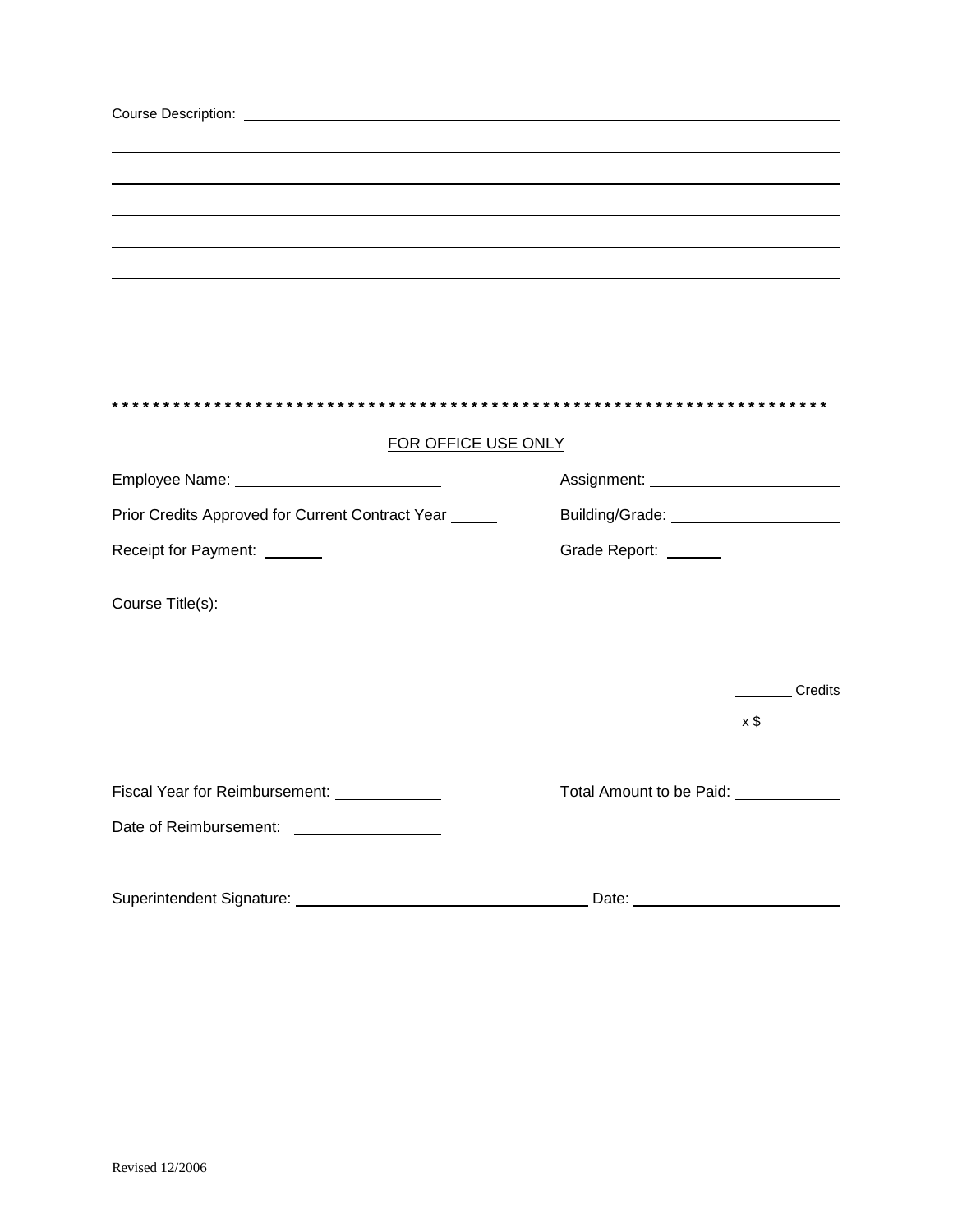Course Description: ____________________________________________________________

______________________________________________________________________________

______________________________________________________________________________

______________________________________________________________________________

______________________________________________________________________________

______________________________________________________________________________

\*\*\*\*\*\*\*\*\*\*\*\*\*\*\*\*\*\*\*\*\*\*\*\*\*\*\*\*\*\*\*\*\*\*\*\*\*\*\*\*\*\*\*\*\*\*\*\*\*\*\*\*\*\*\*\*\*\*\*\*\*\*\*\*\*\*\*\*\*\*\*\*

FOR OFFICE USE ONLY

Employee Name: ______________________ Assignment: ______________________

Prior Credits Approved for Current Contract Year _____ Building/Grade: ____________________

Receipt for Payment: ______ Grade Report: ______

Course Title(s):

_______ Credits

x $_________

Fiscal Year for Reimbursement: ____________ Total Amount to be Paid: ____________

Date of Reimbursement: ________________

Superintendent Signature: ______________________________ Date: ______________________

Revised 12/2006